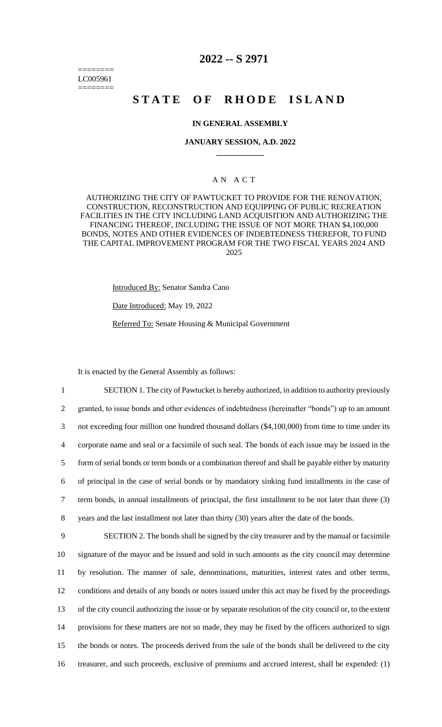========
LC005961
========

# 2022 -- S 2971

# STATE OF RHODE ISLAND

### IN GENERAL ASSEMBLY

### JANUARY SESSION, A.D. 2022

---

### A N A C T

AUTHORIZING THE CITY OF PAWTUCKET TO PROVIDE FOR THE RENOVATION, CONSTRUCTION, RECONSTRUCTION AND EQUIPPING OF PUBLIC RECREATION FACILITIES IN THE CITY INCLUDING LAND ACQUISITION AND AUTHORIZING THE FINANCING THEREOF, INCLUDING THE ISSUE OF NOT MORE THAN $4,100,000 BONDS, NOTES AND OTHER EVIDENCES OF INDEBTEDNESS THEREFOR, TO FUND THE CAPITAL IMPROVEMENT PROGRAM FOR THE TWO FISCAL YEARS 2024 AND 2025

Introduced By: Senator Sandra Cano

Date Introduced: May 19, 2022

Referred To: Senate Housing & Municipal Government

It is enacted by the General Assembly as follows:

1 SECTION 1. The city of Pawtucket is hereby authorized, in addition to authority previously
2 granted, to issue bonds and other evidences of indebtedness (hereinafter "bonds") up to an amount
3 not exceeding four million one hundred thousand dollars ($4,100,000) from time to time under its
4 corporate name and seal or a facsimile of such seal. The bonds of each issue may be issued in the
5 form of serial bonds or term bonds or a combination thereof and shall be payable either by maturity
6 of principal in the case of serial bonds or by mandatory sinking fund installments in the case of
7 term bonds, in annual installments of principal, the first installment to be not later than three (3)
8 years and the last installment not later than thirty (30) years after the date of the bonds.

9 SECTION 2. The bonds shall be signed by the city treasurer and by the manual or facsimile
10 signature of the mayor and be issued and sold in such amounts as the city council may determine
11 by resolution. The manner of sale, denominations, maturities, interest rates and other terms,
12 conditions and details of any bonds or notes issued under this act may be fixed by the proceedings
13 of the city council authorizing the issue or by separate resolution of the city council or, to the extent
14 provisions for these matters are not so made, they may be fixed by the officers authorized to sign
15 the bonds or notes. The proceeds derived from the sale of the bonds shall be delivered to the city
16 treasurer, and such proceeds, exclusive of premiums and accrued interest, shall be expended: (1)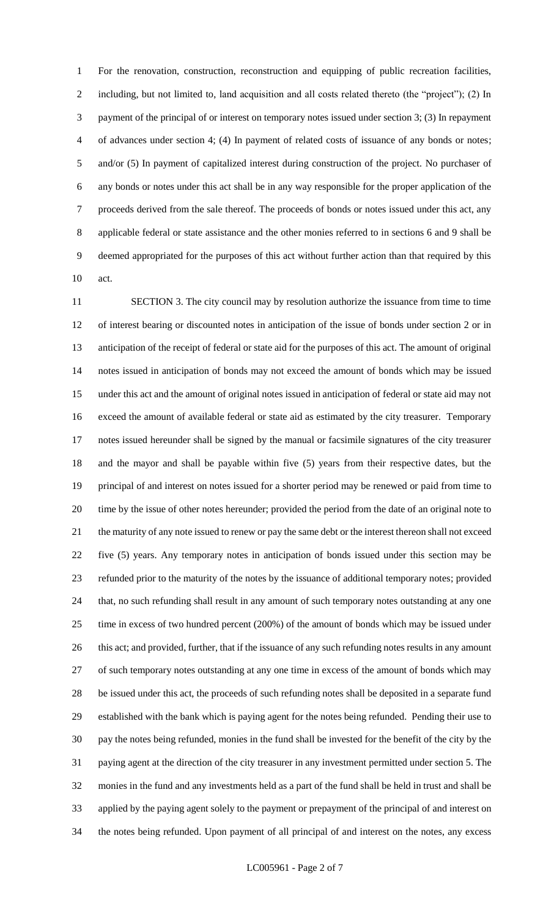For the renovation, construction, reconstruction and equipping of public recreation facilities, including, but not limited to, land acquisition and all costs related thereto (the "project"); (2) In payment of the principal of or interest on temporary notes issued under section 3; (3) In repayment of advances under section 4; (4) In payment of related costs of issuance of any bonds or notes; and/or (5) In payment of capitalized interest during construction of the project. No purchaser of any bonds or notes under this act shall be in any way responsible for the proper application of the proceeds derived from the sale thereof. The proceeds of bonds or notes issued under this act, any applicable federal or state assistance and the other monies referred to in sections 6 and 9 shall be deemed appropriated for the purposes of this act without further action than that required by this act.

SECTION 3. The city council may by resolution authorize the issuance from time to time of interest bearing or discounted notes in anticipation of the issue of bonds under section 2 or in anticipation of the receipt of federal or state aid for the purposes of this act. The amount of original notes issued in anticipation of bonds may not exceed the amount of bonds which may be issued under this act and the amount of original notes issued in anticipation of federal or state aid may not exceed the amount of available federal or state aid as estimated by the city treasurer. Temporary notes issued hereunder shall be signed by the manual or facsimile signatures of the city treasurer and the mayor and shall be payable within five (5) years from their respective dates, but the principal of and interest on notes issued for a shorter period may be renewed or paid from time to time by the issue of other notes hereunder; provided the period from the date of an original note to the maturity of any note issued to renew or pay the same debt or the interest thereon shall not exceed five (5) years. Any temporary notes in anticipation of bonds issued under this section may be refunded prior to the maturity of the notes by the issuance of additional temporary notes; provided that, no such refunding shall result in any amount of such temporary notes outstanding at any one time in excess of two hundred percent (200%) of the amount of bonds which may be issued under this act; and provided, further, that if the issuance of any such refunding notes results in any amount of such temporary notes outstanding at any one time in excess of the amount of bonds which may be issued under this act, the proceeds of such refunding notes shall be deposited in a separate fund established with the bank which is paying agent for the notes being refunded. Pending their use to pay the notes being refunded, monies in the fund shall be invested for the benefit of the city by the paying agent at the direction of the city treasurer in any investment permitted under section 5. The monies in the fund and any investments held as a part of the fund shall be held in trust and shall be applied by the paying agent solely to the payment or prepayment of the principal of and interest on the notes being refunded. Upon payment of all principal of and interest on the notes, any excess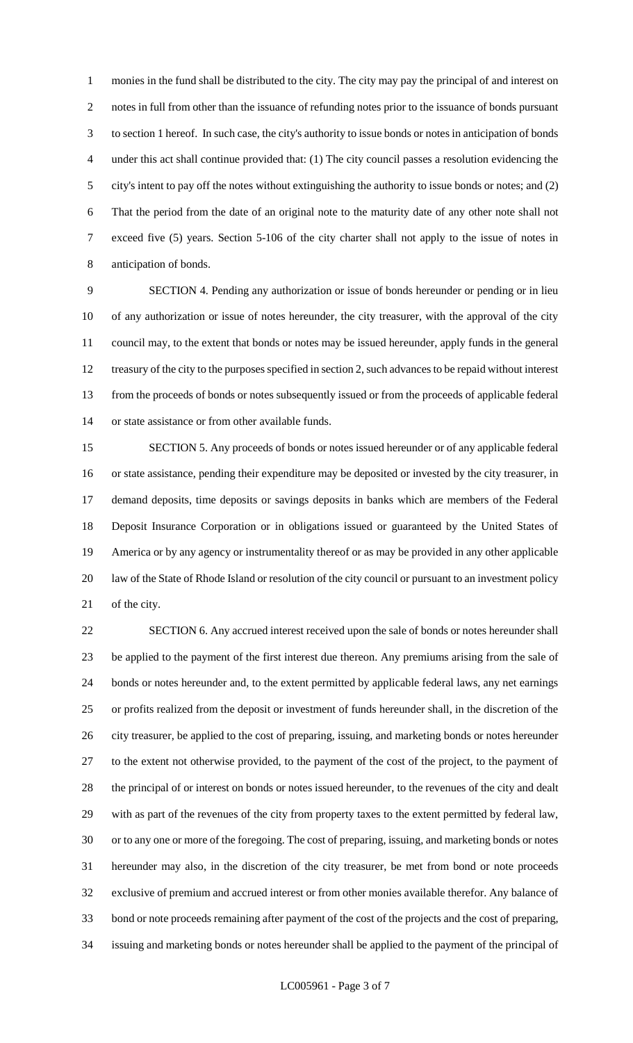monies in the fund shall be distributed to the city. The city may pay the principal of and interest on notes in full from other than the issuance of refunding notes prior to the issuance of bonds pursuant to section 1 hereof. In such case, the city's authority to issue bonds or notes in anticipation of bonds under this act shall continue provided that: (1) The city council passes a resolution evidencing the city's intent to pay off the notes without extinguishing the authority to issue bonds or notes; and (2) That the period from the date of an original note to the maturity date of any other note shall not exceed five (5) years. Section 5-106 of the city charter shall not apply to the issue of notes in anticipation of bonds.

SECTION 4. Pending any authorization or issue of bonds hereunder or pending or in lieu of any authorization or issue of notes hereunder, the city treasurer, with the approval of the city council may, to the extent that bonds or notes may be issued hereunder, apply funds in the general treasury of the city to the purposes specified in section 2, such advances to be repaid without interest from the proceeds of bonds or notes subsequently issued or from the proceeds of applicable federal or state assistance or from other available funds.

SECTION 5. Any proceeds of bonds or notes issued hereunder or of any applicable federal or state assistance, pending their expenditure may be deposited or invested by the city treasurer, in demand deposits, time deposits or savings deposits in banks which are members of the Federal Deposit Insurance Corporation or in obligations issued or guaranteed by the United States of America or by any agency or instrumentality thereof or as may be provided in any other applicable law of the State of Rhode Island or resolution of the city council or pursuant to an investment policy of the city.

SECTION 6. Any accrued interest received upon the sale of bonds or notes hereunder shall be applied to the payment of the first interest due thereon. Any premiums arising from the sale of bonds or notes hereunder and, to the extent permitted by applicable federal laws, any net earnings or profits realized from the deposit or investment of funds hereunder shall, in the discretion of the city treasurer, be applied to the cost of preparing, issuing, and marketing bonds or notes hereunder to the extent not otherwise provided, to the payment of the cost of the project, to the payment of the principal of or interest on bonds or notes issued hereunder, to the revenues of the city and dealt with as part of the revenues of the city from property taxes to the extent permitted by federal law, or to any one or more of the foregoing. The cost of preparing, issuing, and marketing bonds or notes hereunder may also, in the discretion of the city treasurer, be met from bond or note proceeds exclusive of premium and accrued interest or from other monies available therefor. Any balance of bond or note proceeds remaining after payment of the cost of the projects and the cost of preparing, issuing and marketing bonds or notes hereunder shall be applied to the payment of the principal of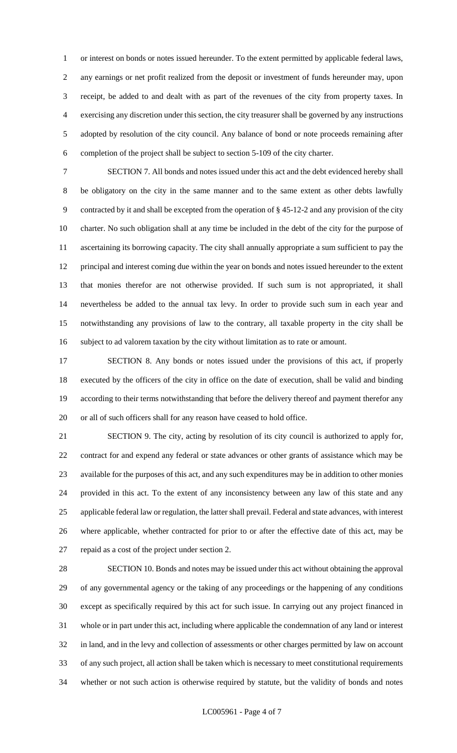or interest on bonds or notes issued hereunder. To the extent permitted by applicable federal laws, any earnings or net profit realized from the deposit or investment of funds hereunder may, upon receipt, be added to and dealt with as part of the revenues of the city from property taxes. In exercising any discretion under this section, the city treasurer shall be governed by any instructions adopted by resolution of the city council. Any balance of bond or note proceeds remaining after completion of the project shall be subject to section 5-109 of the city charter.

SECTION 7. All bonds and notes issued under this act and the debt evidenced hereby shall be obligatory on the city in the same manner and to the same extent as other debts lawfully contracted by it and shall be excepted from the operation of § 45-12-2 and any provision of the city charter. No such obligation shall at any time be included in the debt of the city for the purpose of ascertaining its borrowing capacity. The city shall annually appropriate a sum sufficient to pay the principal and interest coming due within the year on bonds and notes issued hereunder to the extent that monies therefor are not otherwise provided. If such sum is not appropriated, it shall nevertheless be added to the annual tax levy. In order to provide such sum in each year and notwithstanding any provisions of law to the contrary, all taxable property in the city shall be subject to ad valorem taxation by the city without limitation as to rate or amount.

SECTION 8. Any bonds or notes issued under the provisions of this act, if properly executed by the officers of the city in office on the date of execution, shall be valid and binding according to their terms notwithstanding that before the delivery thereof and payment therefor any or all of such officers shall for any reason have ceased to hold office.

SECTION 9. The city, acting by resolution of its city council is authorized to apply for, contract for and expend any federal or state advances or other grants of assistance which may be available for the purposes of this act, and any such expenditures may be in addition to other monies provided in this act. To the extent of any inconsistency between any law of this state and any applicable federal law or regulation, the latter shall prevail. Federal and state advances, with interest where applicable, whether contracted for prior to or after the effective date of this act, may be repaid as a cost of the project under section 2.

SECTION 10. Bonds and notes may be issued under this act without obtaining the approval of any governmental agency or the taking of any proceedings or the happening of any conditions except as specifically required by this act for such issue. In carrying out any project financed in whole or in part under this act, including where applicable the condemnation of any land or interest in land, and in the levy and collection of assessments or other charges permitted by law on account of any such project, all action shall be taken which is necessary to meet constitutional requirements whether or not such action is otherwise required by statute, but the validity of bonds and notes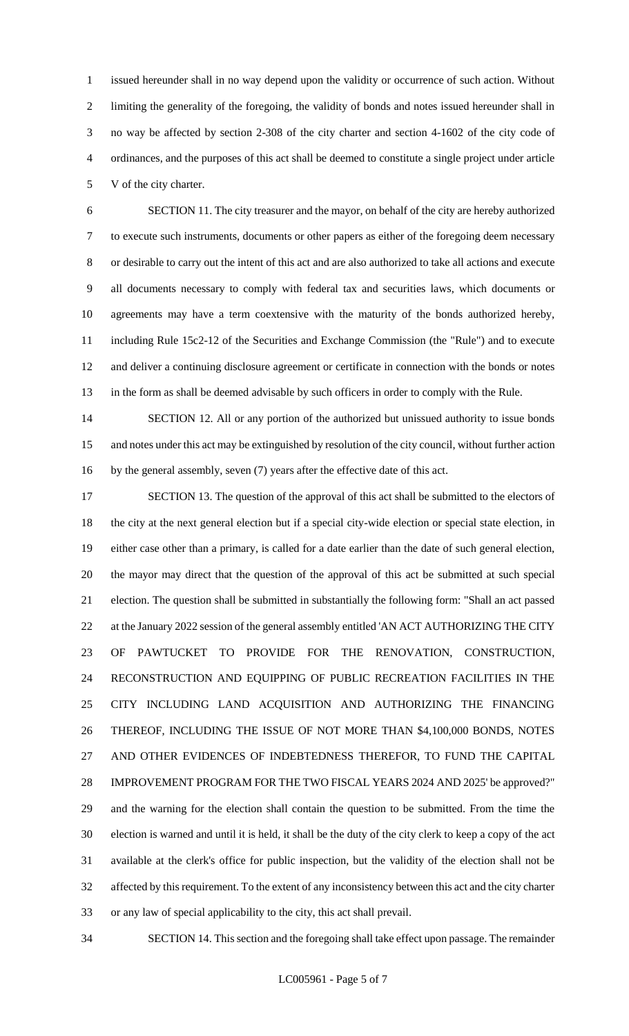issued hereunder shall in no way depend upon the validity or occurrence of such action. Without limiting the generality of the foregoing, the validity of bonds and notes issued hereunder shall in no way be affected by section 2-308 of the city charter and section 4-1602 of the city code of ordinances, and the purposes of this act shall be deemed to constitute a single project under article V of the city charter.

SECTION 11. The city treasurer and the mayor, on behalf of the city are hereby authorized to execute such instruments, documents or other papers as either of the foregoing deem necessary or desirable to carry out the intent of this act and are also authorized to take all actions and execute all documents necessary to comply with federal tax and securities laws, which documents or agreements may have a term coextensive with the maturity of the bonds authorized hereby, including Rule 15c2-12 of the Securities and Exchange Commission (the "Rule") and to execute and deliver a continuing disclosure agreement or certificate in connection with the bonds or notes in the form as shall be deemed advisable by such officers in order to comply with the Rule.

SECTION 12. All or any portion of the authorized but unissued authority to issue bonds and notes under this act may be extinguished by resolution of the city council, without further action by the general assembly, seven (7) years after the effective date of this act.

SECTION 13. The question of the approval of this act shall be submitted to the electors of the city at the next general election but if a special city-wide election or special state election, in either case other than a primary, is called for a date earlier than the date of such general election, the mayor may direct that the question of the approval of this act be submitted at such special election. The question shall be submitted in substantially the following form: "Shall an act passed at the January 2022 session of the general assembly entitled 'AN ACT AUTHORIZING THE CITY OF PAWTUCKET TO PROVIDE FOR THE RENOVATION, CONSTRUCTION, RECONSTRUCTION AND EQUIPPING OF PUBLIC RECREATION FACILITIES IN THE CITY INCLUDING LAND ACQUISITION AND AUTHORIZING THE FINANCING THEREOF, INCLUDING THE ISSUE OF NOT MORE THAN $4,100,000 BONDS, NOTES AND OTHER EVIDENCES OF INDEBTEDNESS THEREFOR, TO FUND THE CAPITAL IMPROVEMENT PROGRAM FOR THE TWO FISCAL YEARS 2024 AND 2025' be approved?" and the warning for the election shall contain the question to be submitted. From the time the election is warned and until it is held, it shall be the duty of the city clerk to keep a copy of the act available at the clerk's office for public inspection, but the validity of the election shall not be affected by this requirement. To the extent of any inconsistency between this act and the city charter or any law of special applicability to the city, this act shall prevail.

SECTION 14. This section and the foregoing shall take effect upon passage. The remainder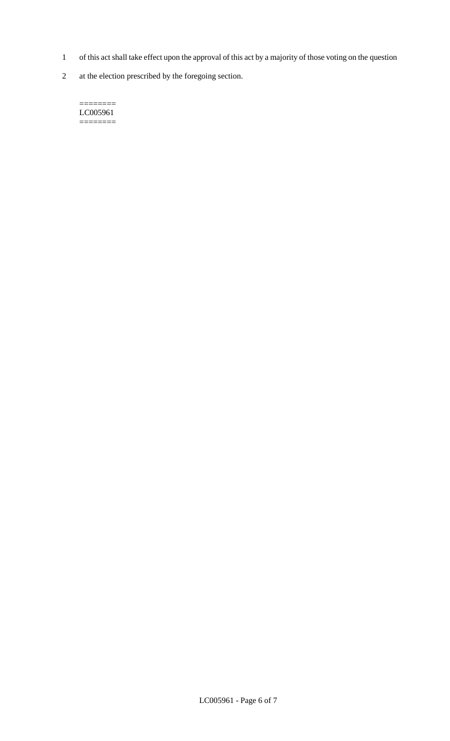of this act shall take effect upon the approval of this act by a majority of those voting on the question at the election prescribed by the foregoing section.

========
LC005961
========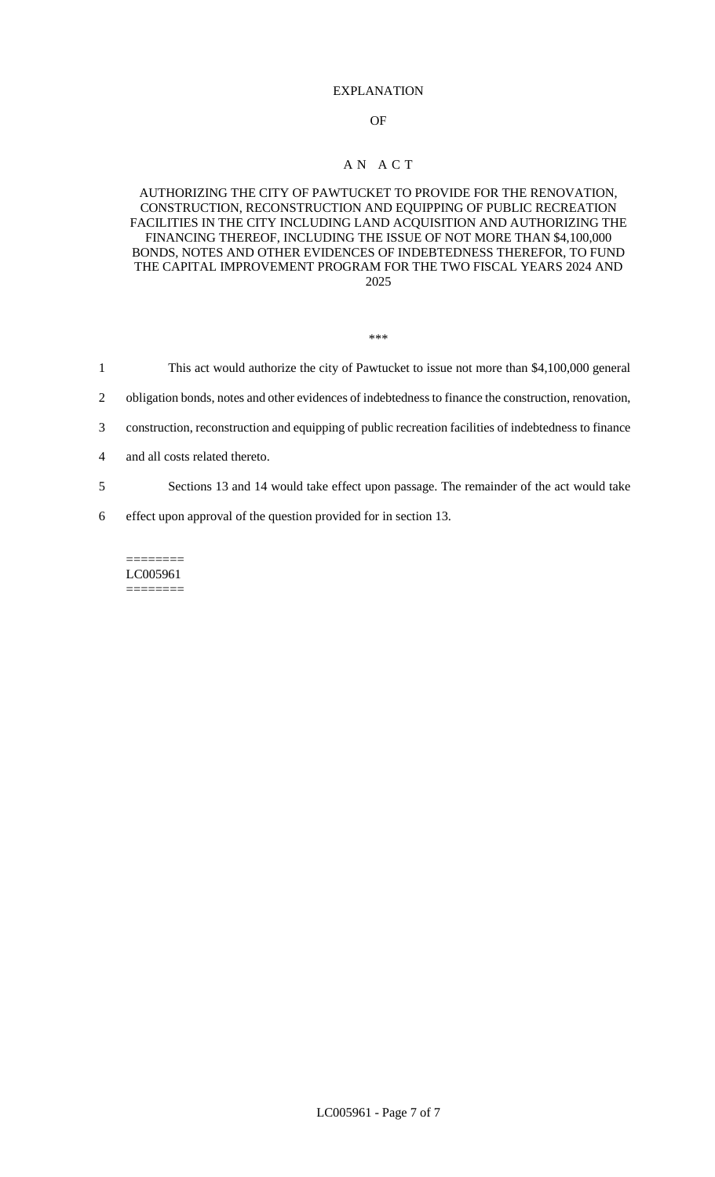# EXPLANATION

# OF

# A N A C T

AUTHORIZING THE CITY OF PAWTUCKET TO PROVIDE FOR THE RENOVATION, CONSTRUCTION, RECONSTRUCTION AND EQUIPPING OF PUBLIC RECREATION FACILITIES IN THE CITY INCLUDING LAND ACQUISITION AND AUTHORIZING THE FINANCING THEREOF, INCLUDING THE ISSUE OF NOT MORE THAN $4,100,000 BONDS, NOTES AND OTHER EVIDENCES OF INDEBTEDNESS THEREFOR, TO FUND THE CAPITAL IMPROVEMENT PROGRAM FOR THE TWO FISCAL YEARS 2024 AND 2025

***

1 This act would authorize the city of Pawtucket to issue not more than $4,100,000 general
2 obligation bonds, notes and other evidences of indebtedness to finance the construction, renovation,
3 construction, reconstruction and equipping of public recreation facilities of indebtedness to finance
4 and all costs related thereto.
5 Sections 13 and 14 would take effect upon passage. The remainder of the act would take
6 effect upon approval of the question provided for in section 13.

========
LC005961
========